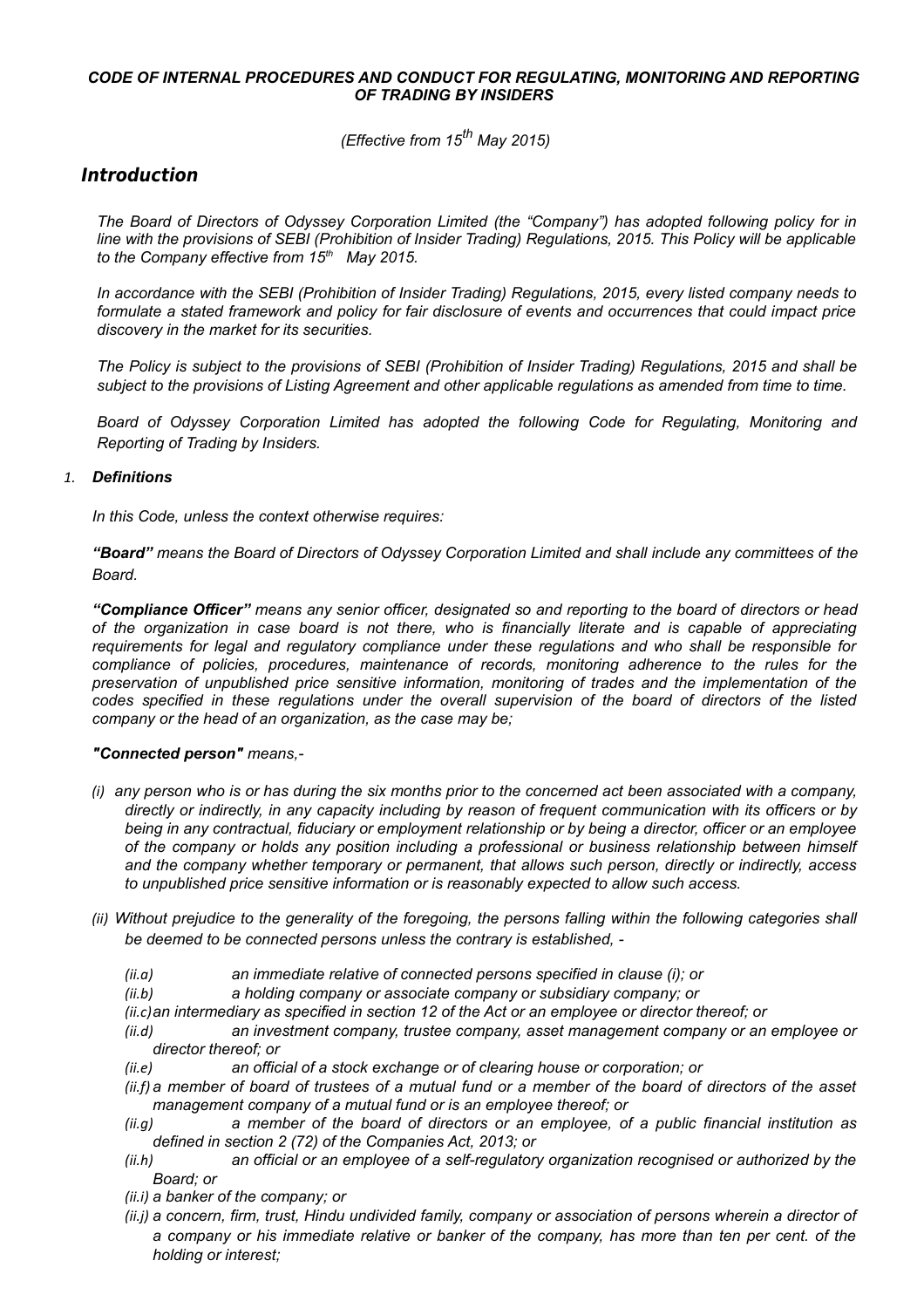***CODE OF INTERNAL PROCEDURES AND CONDUCT FOR REGULATING, MONITORING AND REPORTING OF TRADING BY INSIDERS***

*(Effective from 15th May 2015)*

## *Introduction*

*The Board of Directors of Odyssey Corporation Limited (the "Company") has adopted following policy for in line with the provisions of SEBI (Prohibition of Insider Trading) Regulations, 2015. This Policy will be applicable to the Company effective from 15th May 2015.*

*In accordance with the SEBI (Prohibition of Insider Trading) Regulations, 2015, every listed company needs to formulate a stated framework and policy for fair disclosure of events and occurrences that could impact price discovery in the market for its securities.*

*The Policy is subject to the provisions of SEBI (Prohibition of Insider Trading) Regulations, 2015 and shall be subject to the provisions of Listing Agreement and other applicable regulations as amended from time to time.*

*Board of Odyssey Corporation Limited has adopted the following Code for Regulating, Monitoring and Reporting of Trading by Insiders.*

1. ***Definitions***

*In this Code, unless the context otherwise requires:*

***"Board"*** *means the Board of Directors of Odyssey Corporation Limited and shall include any committees of the Board.*

***"Compliance Officer"*** *means any senior officer, designated so and reporting to the board of directors or head of the organization in case board is not there, who is financially literate and is capable of appreciating requirements for legal and regulatory compliance under these regulations and who shall be responsible for compliance of policies, procedures, maintenance of records, monitoring adherence to the rules for the preservation of unpublished price sensitive information, monitoring of trades and the implementation of the codes specified in these regulations under the overall supervision of the board of directors of the listed company or the head of an organization, as the case may be;*

***"Connected person"*** *means,-*

*(i) any person who is or has during the six months prior to the concerned act been associated with a company, directly or indirectly, in any capacity including by reason of frequent communication with its officers or by being in any contractual, fiduciary or employment relationship or by being a director, officer or an employee of the company or holds any position including a professional or business relationship between himself and the company whether temporary or permanent, that allows such person, directly or indirectly, access to unpublished price sensitive information or is reasonably expected to allow such access.*

*(ii) Without prejudice to the generality of the foregoing, the persons falling within the following categories shall be deemed to be connected persons unless the contrary is established, -*

- *(ii.a) an immediate relative of connected persons specified in clause (i); or*
- *(ii.b) a holding company or associate company or subsidiary company; or*
- *(ii.c) an intermediary as specified in section 12 of the Act or an employee or director thereof; or*
- *(ii.d) an investment company, trustee company, asset management company or an employee or director thereof; or*
- *(ii.e) an official of a stock exchange or of clearing house or corporation; or*
- *(ii.f) a member of board of trustees of a mutual fund or a member of the board of directors of the asset management company of a mutual fund or is an employee thereof; or*
- *(ii.g) a member of the board of directors or an employee, of a public financial institution as defined in section 2 (72) of the Companies Act, 2013; or*
- *(ii.h) an official or an employee of a self-regulatory organization recognised or authorized by the Board; or*
- *(ii.i) a banker of the company; or*
- *(ii.j) a concern, firm, trust, Hindu undivided family, company or association of persons wherein a director of a company or his immediate relative or banker of the company, has more than ten per cent. of the holding or interest;*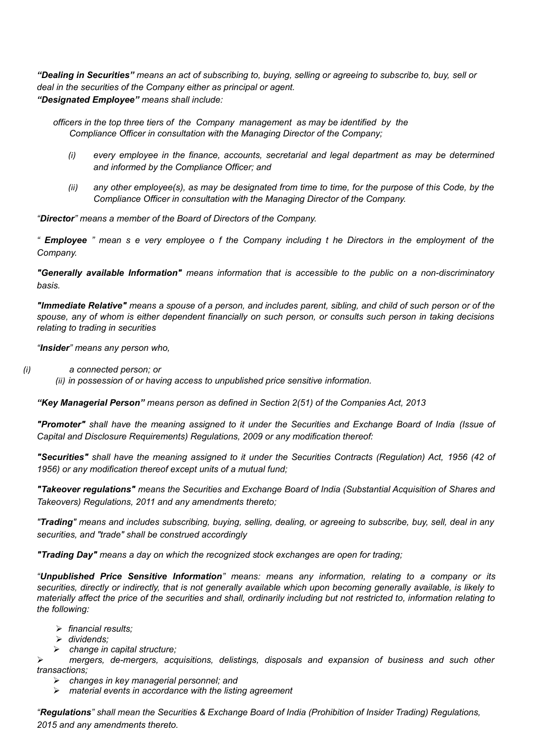*"**Dealing in Securities**" means an act of subscribing to, buying, selling or agreeing to subscribe to, buy, sell or deal in the securities of the Company either as principal or agent.*

*"**Designated Employee**" means shall include:*

*officers in the top three tiers of the Company management as may be identified by the Compliance Officer in consultation with the Managing Director of the Company;*

*(i) every employee in the finance, accounts, secretarial and legal department as may be determined and informed by the Compliance Officer; and*

*(ii) any other employee(s), as may be designated from time to time, for the purpose of this Code, by the Compliance Officer in consultation with the Managing Director of the Company.*

*"**Director**" means a member of the Board of Directors of the Company.*

*" **Employee** " mean s e very employee o f the Company including t he Directors in the employment of the Company.*

*"**Generally available Information**" means information that is accessible to the public on a non-discriminatory basis.*

*"**Immediate Relative**" means a spouse of a person, and includes parent, sibling, and child of such person or of the spouse, any of whom is either dependent financially on such person, or consults such person in taking decisions relating to trading in securities*

*"**Insider**" means any person who,*

*(i) a connected person; or*

*(ii) in possession of or having access to unpublished price sensitive information.*

*"**Key Managerial Person**" means person as defined in Section 2(51) of the Companies Act, 2013*

*"**Promoter**" shall have the meaning assigned to it under the Securities and Exchange Board of India (Issue of Capital and Disclosure Requirements) Regulations, 2009 or any modification thereof:*

*"**Securities**" shall have the meaning assigned to it under the Securities Contracts (Regulation) Act, 1956 (42 of 1956) or any modification thereof except units of a mutual fund;*

*"**Takeover regulations**" means the Securities and Exchange Board of India (Substantial Acquisition of Shares and Takeovers) Regulations, 2011 and any amendments thereto;*

*"**Trading**" means and includes subscribing, buying, selling, dealing, or agreeing to subscribe to, buy, sell, deal in any securities, and "trade" shall be construed accordingly*

*"**Trading Day**" means a day on which the recognized stock exchanges are open for trading;*

*"**Unpublished Price Sensitive Information**" means: means any information, relating to a company or its securities, directly or indirectly, that is not generally available which upon becoming generally available, is likely to materially affect the price of the securities and shall, ordinarily including but not restricted to, information relating to the following:*

- *financial results;*
- *dividends;*
- *change in capital structure;*
- *mergers, de-mergers, acquisitions, delistings, disposals and expansion of business and such other transactions;*
- *changes in key managerial personnel; and*
- *material events in accordance with the listing agreement*

*"**Regulations**" shall mean the Securities & Exchange Board of India (Prohibition of Insider Trading) Regulations, 2015 and any amendments thereto.*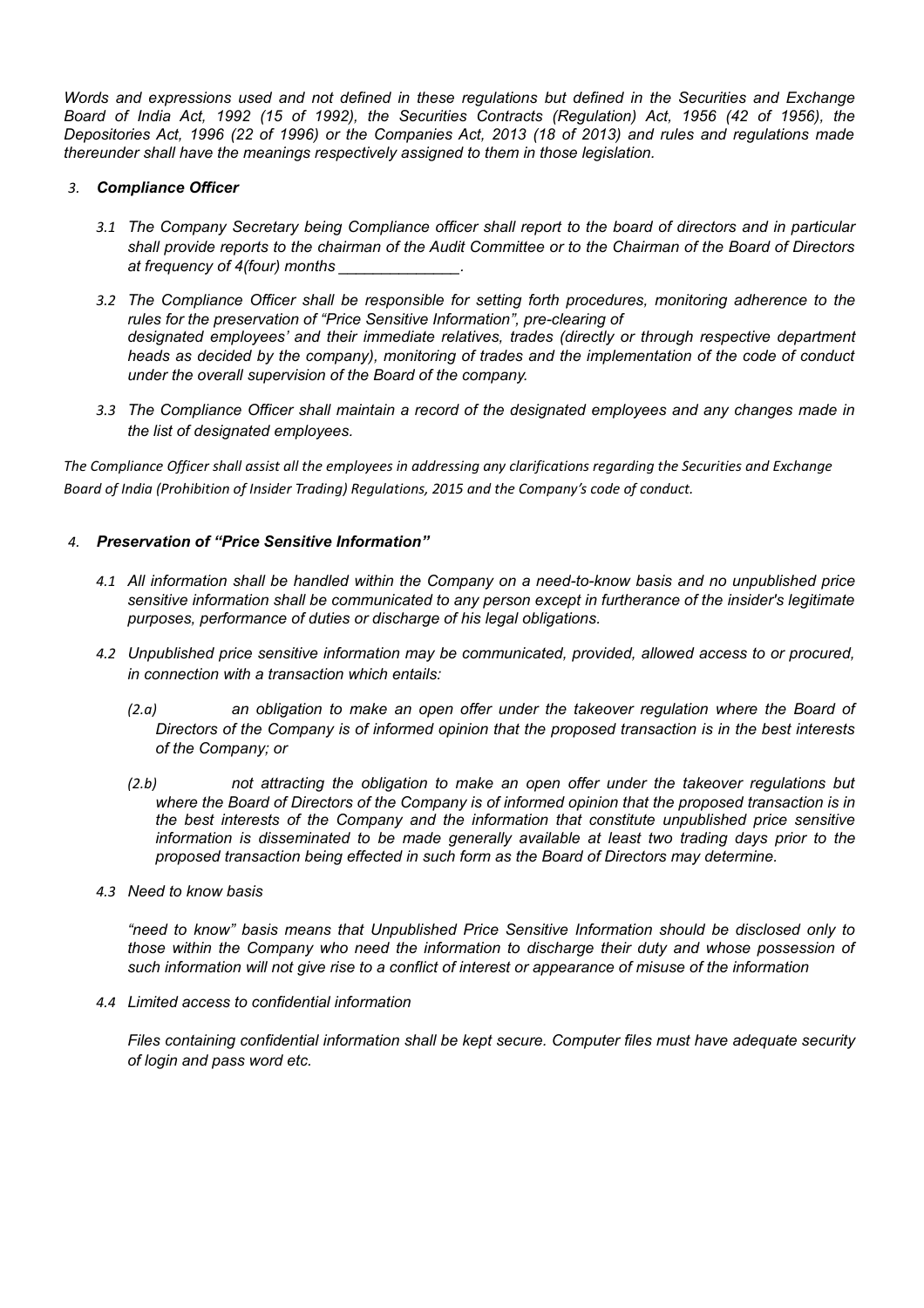*Words and expressions used and not defined in these regulations but defined in the Securities and Exchange Board of India Act, 1992 (15 of 1992), the Securities Contracts (Regulation) Act, 1956 (42 of 1956), the Depositories Act, 1996 (22 of 1996) or the Companies Act, 2013 (18 of 2013) and rules and regulations made thereunder shall have the meanings respectively assigned to them in those legislation.*

### 3. *Compliance Officer*

3.1 *The Company Secretary being Compliance officer shall report to the board of directors and in particular shall provide reports to the chairman of the Audit Committee or to the Chairman of the Board of Directors at frequency of 4(four) months ______________.*

3.2 *The Compliance Officer shall be responsible for setting forth procedures, monitoring adherence to the rules for the preservation of "Price Sensitive Information", pre-clearing of designated employees' and their immediate relatives, trades (directly or through respective department heads as decided by the company), monitoring of trades and the implementation of the code of conduct under the overall supervision of the Board of the company.*

3.3 *The Compliance Officer shall maintain a record of the designated employees and any changes made in the list of designated employees.*

*The Compliance Officer shall assist all the employees in addressing any clarifications regarding the Securities and Exchange Board of India (Prohibition of Insider Trading) Regulations, 2015 and the Company's code of conduct.*

### 4. *Preservation of "Price Sensitive Information"*

4.1 *All information shall be handled within the Company on a need-to-know basis and no unpublished price sensitive information shall be communicated to any person except in furtherance of the insider's legitimate purposes, performance of duties or discharge of his legal obligations.*

4.2 *Unpublished price sensitive information may be communicated, provided, allowed access to or procured, in connection with a transaction which entails:*

(2.a) *an obligation to make an open offer under the takeover regulation where the Board of Directors of the Company is of informed opinion that the proposed transaction is in the best interests of the Company; or*

(2.b) *not attracting the obligation to make an open offer under the takeover regulations but where the Board of Directors of the Company is of informed opinion that the proposed transaction is in the best interests of the Company and the information that constitute unpublished price sensitive information is disseminated to be made generally available at least two trading days prior to the proposed transaction being effected in such form as the Board of Directors may determine.*

4.3 *Need to know basis*

*"need to know" basis means that Unpublished Price Sensitive Information should be disclosed only to those within the Company who need the information to discharge their duty and whose possession of such information will not give rise to a conflict of interest or appearance of misuse of the information*

4.4 *Limited access to confidential information*

*Files containing confidential information shall be kept secure. Computer files must have adequate security of login and pass word etc.*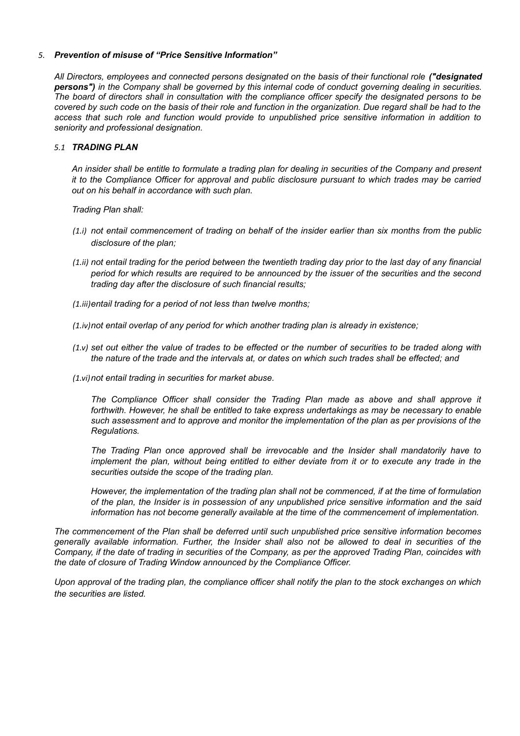### 5. *Prevention of misuse of "Price Sensitive Information"*

*All Directors, employees and connected persons designated on the basis of their functional role **("designated persons")** in the Company shall be governed by this internal code of conduct governing dealing in securities. The board of directors shall in consultation with the compliance officer specify the designated persons to be covered by such code on the basis of their role and function in the organization. Due regard shall be had to the access that such role and function would provide to unpublished price sensitive information in addition to seniority and professional designation.*

#### 5.1 *TRADING PLAN*

*An insider shall be entitle to formulate a trading plan for dealing in securities of the Company and present it to the Compliance Officer for approval and public disclosure pursuant to which trades may be carried out on his behalf in accordance with such plan.*

*Trading Plan shall:*

*(1.i) not entail commencement of trading on behalf of the insider earlier than six months from the public disclosure of the plan;*

*(1.ii) not entail trading for the period between the twentieth trading day prior to the last day of any financial period for which results are required to be announced by the issuer of the securities and the second trading day after the disclosure of such financial results;*

*(1.iii) entail trading for a period of not less than twelve months;*

*(1.iv) not entail overlap of any period for which another trading plan is already in existence;*

*(1.v) set out either the value of trades to be effected or the number of securities to be traded along with the nature of the trade and the intervals at, or dates on which such trades shall be effected; and*

*(1.vi) not entail trading in securities for market abuse.*

*The Compliance Officer shall consider the Trading Plan made as above and shall approve it forthwith. However, he shall be entitled to take express undertakings as may be necessary to enable such assessment and to approve and monitor the implementation of the plan as per provisions of the Regulations.*

*The Trading Plan once approved shall be irrevocable and the Insider shall mandatorily have to implement the plan, without being entitled to either deviate from it or to execute any trade in the securities outside the scope of the trading plan.*

*However, the implementation of the trading plan shall not be commenced, if at the time of formulation of the plan, the Insider is in possession of any unpublished price sensitive information and the said information has not become generally available at the time of the commencement of implementation.*

*The commencement of the Plan shall be deferred until such unpublished price sensitive information becomes generally available information. Further, the Insider shall also not be allowed to deal in securities of the Company, if the date of trading in securities of the Company, as per the approved Trading Plan, coincides with the date of closure of Trading Window announced by the Compliance Officer.*

*Upon approval of the trading plan, the compliance officer shall notify the plan to the stock exchanges on which the securities are listed.*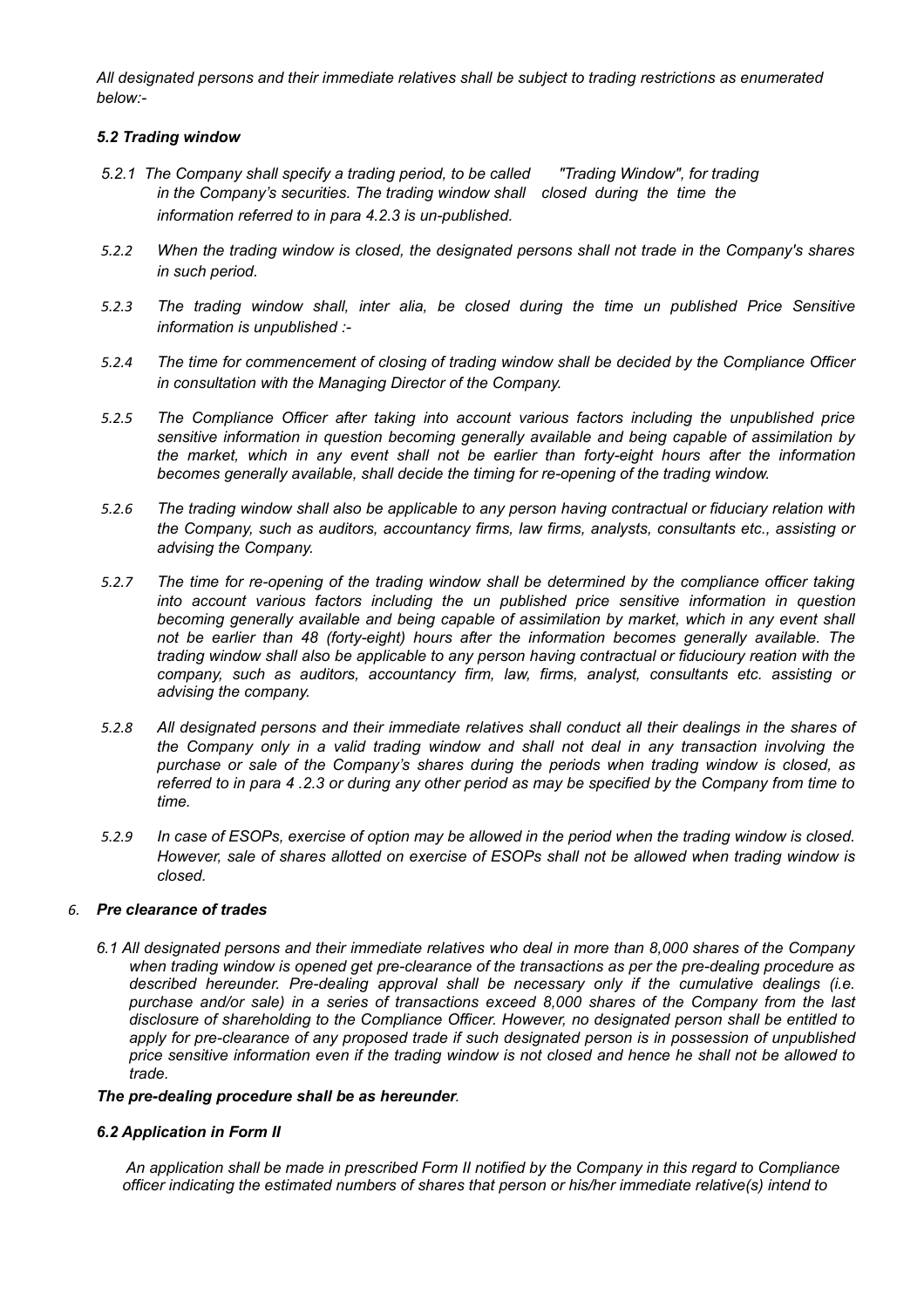*All designated persons and their immediate relatives shall be subject to trading restrictions as enumerated below:-*

### *5.2 Trading window*

*5.2.1 The Company shall specify a trading period, to be called "Trading Window", for trading in the Company's securities. The trading window shall closed during the time the information referred to in para 4.2.3 is un-published.*

*5.2.2 When the trading window is closed, the designated persons shall not trade in the Company's shares in such period.*

*5.2.3 The trading window shall, inter alia, be closed during the time un published Price Sensitive information is unpublished :-*

*5.2.4 The time for commencement of closing of trading window shall be decided by the Compliance Officer in consultation with the Managing Director of the Company.*

*5.2.5 The Compliance Officer after taking into account various factors including the unpublished price sensitive information in question becoming generally available and being capable of assimilation by the market, which in any event shall not be earlier than forty-eight hours after the information becomes generally available, shall decide the timing for re-opening of the trading window.*

*5.2.6 The trading window shall also be applicable to any person having contractual or fiduciary relation with the Company, such as auditors, accountancy firms, law firms, analysts, consultants etc., assisting or advising the Company.*

*5.2.7 The time for re-opening of the trading window shall be determined by the compliance officer taking into account various factors including the un published price sensitive information in question becoming generally available and being capable of assimilation by market, which in any event shall not be earlier than 48 (forty-eight) hours after the information becomes generally available. The trading window shall also be applicable to any person having contractual or fiducioury reation with the company, such as auditors, accountancy firm, law, firms, analyst, consultants etc. assisting or advising the company.*

*5.2.8 All designated persons and their immediate relatives shall conduct all their dealings in the shares of the Company only in a valid trading window and shall not deal in any transaction involving the purchase or sale of the Company's shares during the periods when trading window is closed, as referred to in para 4 .2.3 or during any other period as may be specified by the Company from time to time.*

*5.2.9 In case of ESOPs, exercise of option may be allowed in the period when the trading window is closed. However, sale of shares allotted on exercise of ESOPs shall not be allowed when trading window is closed.*

## *6. Pre clearance of trades*

*6.1 All designated persons and their immediate relatives who deal in more than 8,000 shares of the Company when trading window is opened get pre-clearance of the transactions as per the pre-dealing procedure as described hereunder. Pre-dealing approval shall be necessary only if the cumulative dealings (i.e. purchase and/or sale) in a series of transactions exceed 8,000 shares of the Company from the last disclosure of shareholding to the Compliance Officer. However, no designated person shall be entitled to apply for pre-clearance of any proposed trade if such designated person is in possession of unpublished price sensitive information even if the trading window is not closed and hence he shall not be allowed to trade.*

***The pre-dealing procedure shall be as hereunder**.*

### *6.2 Application in Form II*

*An application shall be made in prescribed Form II notified by the Company in this regard to Compliance officer indicating the estimated numbers of shares that person or his/her immediate relative(s) intend to*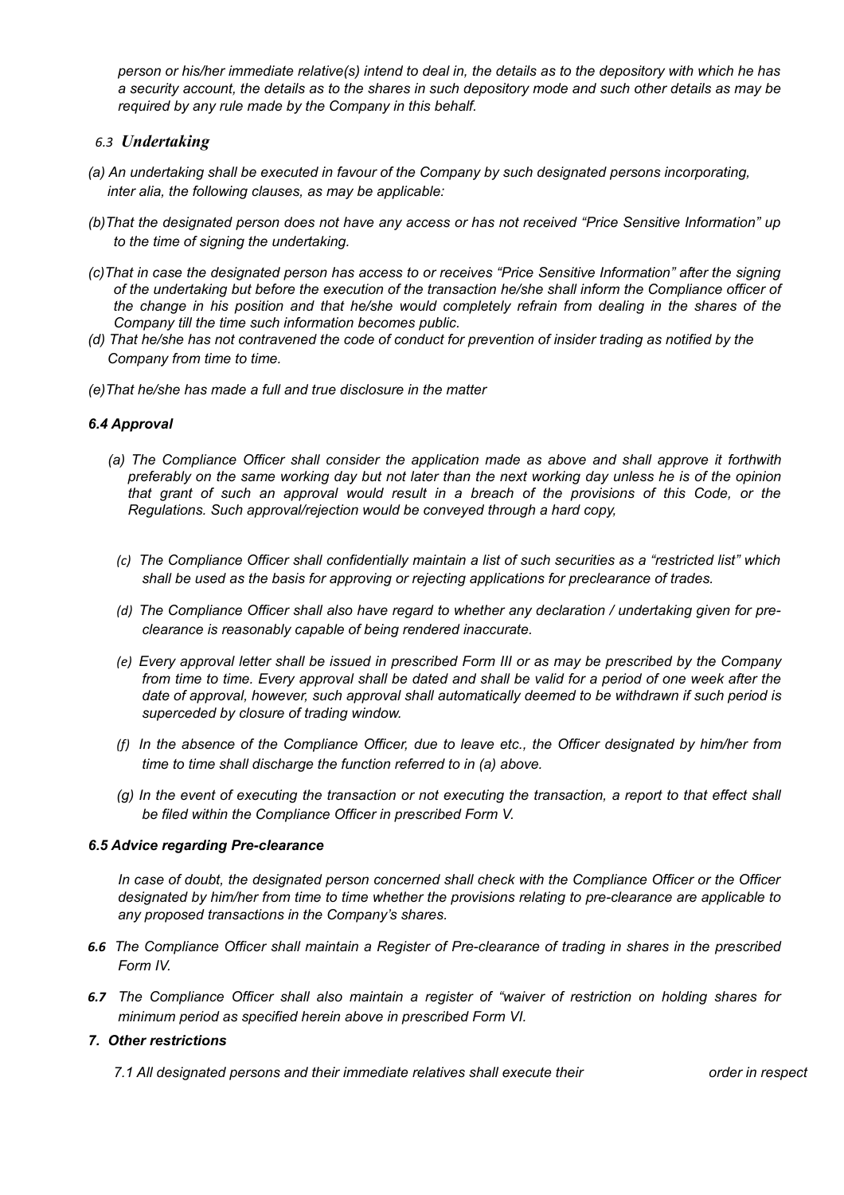*person or his/her immediate relative(s) intend to deal in, the details as to the depository with which he has a security account, the details as to the shares in such depository mode and such other details as may be required by any rule made by the Company in this behalf.*

### *6.3 Undertaking*

*(a) An undertaking shall be executed in favour of the Company by such designated persons incorporating, inter alia, the following clauses, as may be applicable:*

*(b)That the designated person does not have any access or has not received "Price Sensitive Information" up to the time of signing the undertaking.*

*(c)That in case the designated person has access to or receives "Price Sensitive Information" after the signing of the undertaking but before the execution of the transaction he/she shall inform the Compliance officer of the change in his position and that he/she would completely refrain from dealing in the shares of the Company till the time such information becomes public.*

*(d) That he/she has not contravened the code of conduct for prevention of insider trading as notified by the Company from time to time.*

*(e)That he/she has made a full and true disclosure in the matter*

### ***6.4 Approval***

*(a) The Compliance Officer shall consider the application made as above and shall approve it forthwith preferably on the same working day but not later than the next working day unless he is of the opinion that grant of such an approval would result in a breach of the provisions of this Code, or the Regulations. Such approval/rejection would be conveyed through a hard copy,*

*(c) The Compliance Officer shall confidentially maintain a list of such securities as a "restricted list" which shall be used as the basis for approving or rejecting applications for preclearance of trades.*

*(d) The Compliance Officer shall also have regard to whether any declaration / undertaking given for pre-clearance is reasonably capable of being rendered inaccurate.*

*(e) Every approval letter shall be issued in prescribed Form III or as may be prescribed by the Company from time to time. Every approval shall be dated and shall be valid for a period of one week after the date of approval, however, such approval shall automatically deemed to be withdrawn if such period is superceded by closure of trading window.*

*(f) In the absence of the Compliance Officer, due to leave etc., the Officer designated by him/her from time to time shall discharge the function referred to in (a) above.*

*(g) In the event of executing the transaction or not executing the transaction, a report to that effect shall be filed within the Compliance Officer in prescribed Form V.*

### ***6.5 Advice regarding Pre-clearance***

*In case of doubt, the designated person concerned shall check with the Compliance Officer or the Officer designated by him/her from time to time whether the provisions relating to pre-clearance are applicable to any proposed transactions in the Company's shares.*

***6.6*** *The Compliance Officer shall maintain a Register of Pre-clearance of trading in shares in the prescribed Form IV.*

***6.7*** *The Compliance Officer shall also maintain a register of "waiver of restriction on holding shares for minimum period as specified herein above in prescribed Form VI.*

### ***7. Other restrictions***

*7.1 All designated persons and their immediate relatives shall execute their order in respect*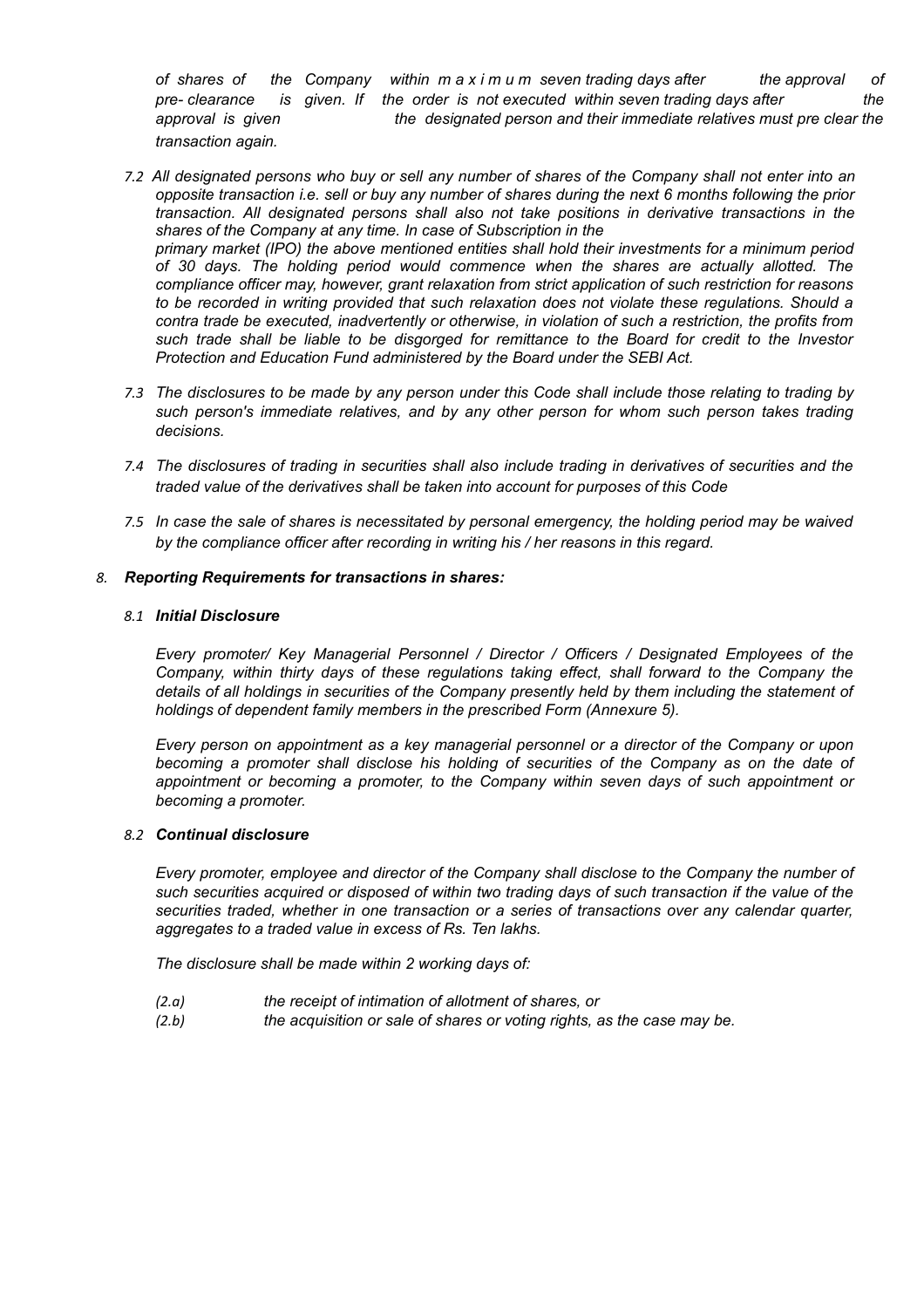*of shares of the Company within maximum seven trading days after the approval of pre- clearance is given. If the order is not executed within seven trading days after the approval is given the designated person and their immediate relatives must pre clear the transaction again.*

7.2 *All designated persons who buy or sell any number of shares of the Company shall not enter into an opposite transaction i.e. sell or buy any number of shares during the next 6 months following the prior transaction. All designated persons shall also not take positions in derivative transactions in the shares of the Company at any time. In case of Subscription in the primary market (IPO) the above mentioned entities shall hold their investments for a minimum period of 30 days. The holding period would commence when the shares are actually allotted. The compliance officer may, however, grant relaxation from strict application of such restriction for reasons to be recorded in writing provided that such relaxation does not violate these regulations. Should a contra trade be executed, inadvertently or otherwise, in violation of such a restriction, the profits from such trade shall be liable to be disgorged for remittance to the Board for credit to the Investor Protection and Education Fund administered by the Board under the SEBI Act.*

7.3 *The disclosures to be made by any person under this Code shall include those relating to trading by such person's immediate relatives, and by any other person for whom such person takes trading decisions.*

7.4 *The disclosures of trading in securities shall also include trading in derivatives of securities and the traded value of the derivatives shall be taken into account for purposes of this Code*

7.5 *In case the sale of shares is necessitated by personal emergency, the holding period may be waived by the compliance officer after recording in writing his / her reasons in this regard.*

8. ***Reporting Requirements for transactions in shares:***

8.1 ***Initial Disclosure***

*Every promoter/ Key Managerial Personnel / Director / Officers / Designated Employees of the Company, within thirty days of these regulations taking effect, shall forward to the Company the details of all holdings in securities of the Company presently held by them including the statement of holdings of dependent family members in the prescribed Form (Annexure 5).*

*Every person on appointment as a key managerial personnel or a director of the Company or upon becoming a promoter shall disclose his holding of securities of the Company as on the date of appointment or becoming a promoter, to the Company within seven days of such appointment or becoming a promoter.*

8.2 ***Continual disclosure***

*Every promoter, employee and director of the Company shall disclose to the Company the number of such securities acquired or disposed of within two trading days of such transaction if the value of the securities traded, whether in one transaction or a series of transactions over any calendar quarter, aggregates to a traded value in excess of Rs. Ten lakhs.*

*The disclosure shall be made within 2 working days of:*

(2.a) *the receipt of intimation of allotment of shares, or*

(2.b) *the acquisition or sale of shares or voting rights, as the case may be.*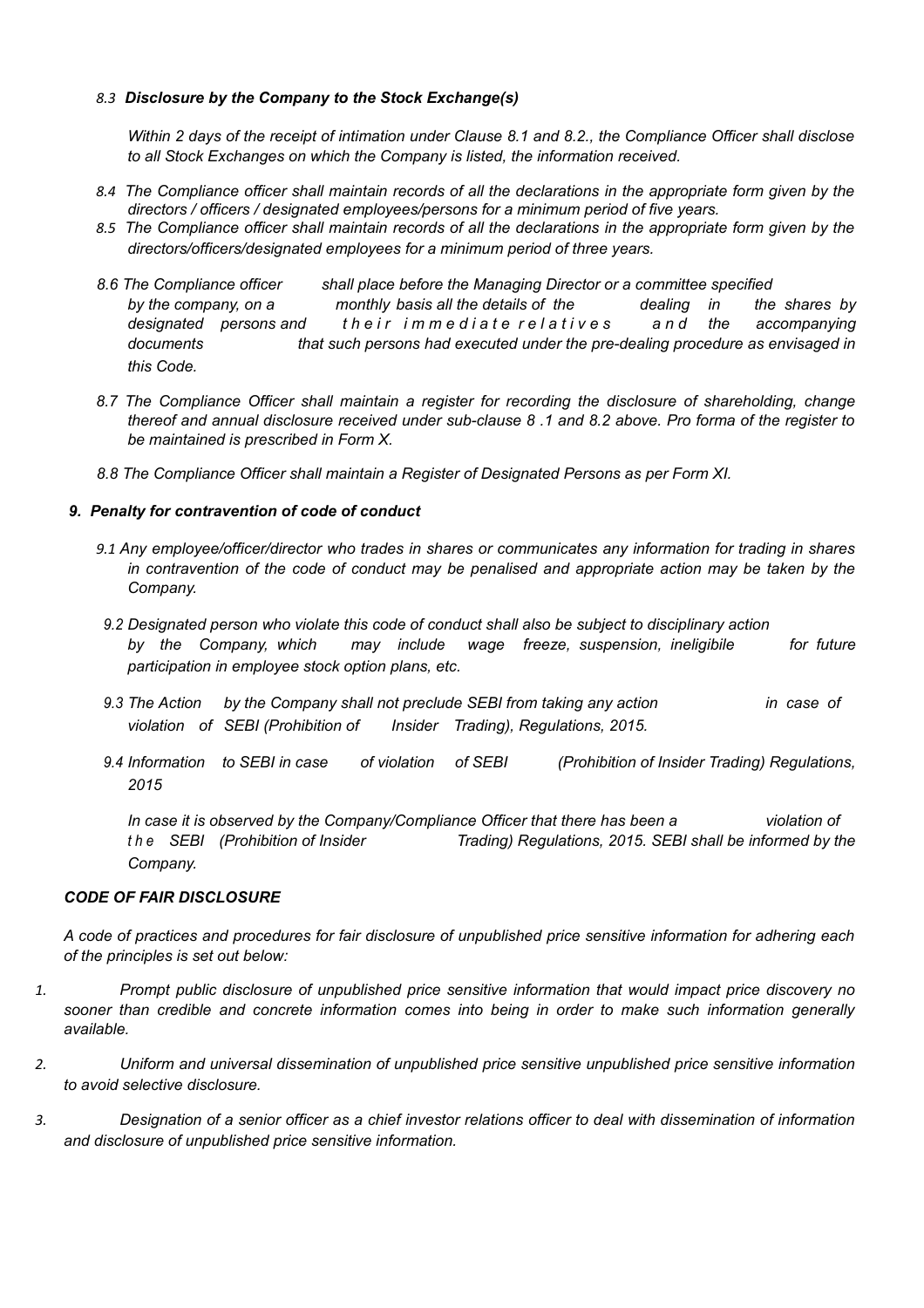*8.3 **Disclosure by the Company to the Stock Exchange(s)***

*Within 2 days of the receipt of intimation under Clause 8.1 and 8.2., the Compliance Officer shall disclose to all Stock Exchanges on which the Company is listed, the information received.*

*8.4 The Compliance officer shall maintain records of all the declarations in the appropriate form given by the directors / officers / designated employees/persons for a minimum period of five years.*

*8.5 The Compliance officer shall maintain records of all the declarations in the appropriate form given by the directors/officers/designated employees for a minimum period of three years.*

*8.6 The Compliance officer shall place before the Managing Director or a committee specified by the company, on a monthly basis all the details of the dealing in the shares by designated persons and their immediate relatives and the accompanying documents that such persons had executed under the pre-dealing procedure as envisaged in this Code.*

*8.7 The Compliance Officer shall maintain a register for recording the disclosure of shareholding, change thereof and annual disclosure received under sub-clause 8 .1 and 8.2 above. Pro forma of the register to be maintained is prescribed in Form X.*

*8.8 The Compliance Officer shall maintain a Register of Designated Persons as per Form XI.*

***9. Penalty for contravention of code of conduct***

*9.1 Any employee/officer/director who trades in shares or communicates any information for trading in shares in contravention of the code of conduct may be penalised and appropriate action may be taken by the Company.*

*9.2 Designated person who violate this code of conduct shall also be subject to disciplinary action by the Company, which may include wage freeze, suspension, ineligibile for future participation in employee stock option plans, etc.*

*9.3 The Action by the Company shall not preclude SEBI from taking any action in case of violation of SEBI (Prohibition of Insider Trading), Regulations, 2015.*

*9.4 Information to SEBI in case of violation of SEBI (Prohibition of Insider Trading) Regulations, 2015*

*In case it is observed by the Company/Compliance Officer that there has been a violation of the SEBI (Prohibition of Insider Trading) Regulations, 2015. SEBI shall be informed by the Company.*

***CODE OF FAIR DISCLOSURE***

*A code of practices and procedures for fair disclosure of unpublished price sensitive information for adhering each of the principles is set out below:*

1. *Prompt public disclosure of unpublished price sensitive information that would impact price discovery no sooner than credible and concrete information comes into being in order to make such information generally available.*

2. *Uniform and universal dissemination of unpublished price sensitive unpublished price sensitive information to avoid selective disclosure.*

3. *Designation of a senior officer as a chief investor relations officer to deal with dissemination of information and disclosure of unpublished price sensitive information.*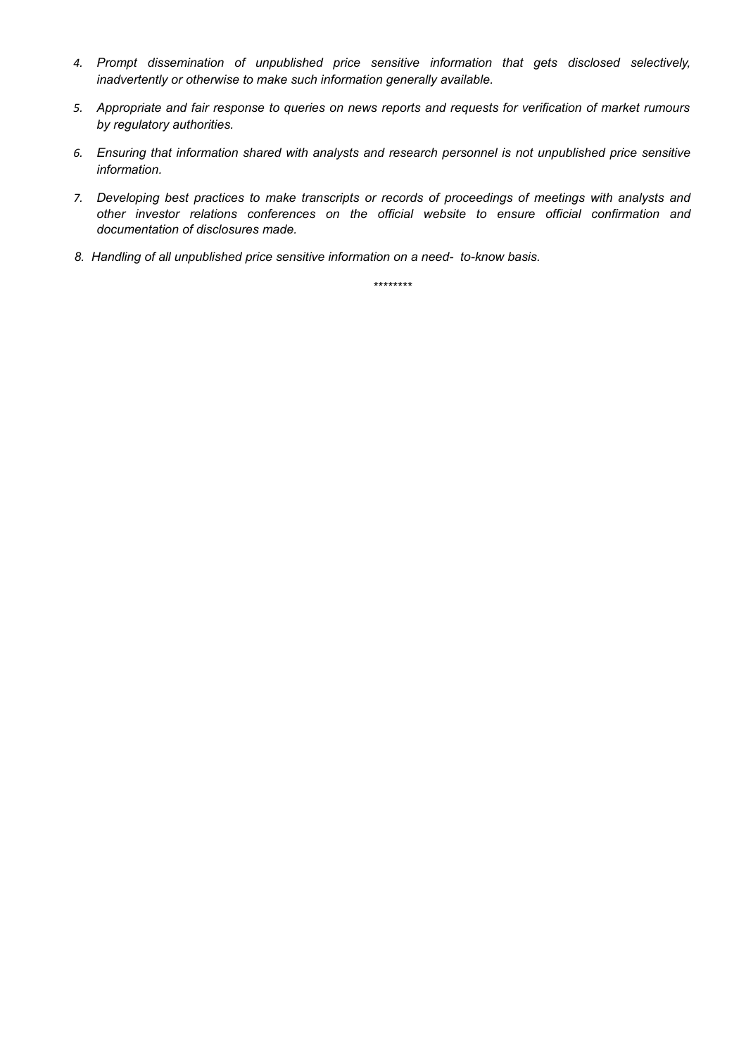4. *Prompt dissemination of unpublished price sensitive information that gets disclosed selectively, inadvertently or otherwise to make such information generally available.*

5. *Appropriate and fair response to queries on news reports and requests for verification of market rumours by regulatory authorities.*

6. *Ensuring that information shared with analysts and research personnel is not unpublished price sensitive information.*

7. *Developing best practices to make transcripts or records of proceedings of meetings with analysts and other investor relations conferences on the official website to ensure official confirmation and documentation of disclosures made.*

8. *Handling of all unpublished price sensitive information on a need- to-know basis.*

********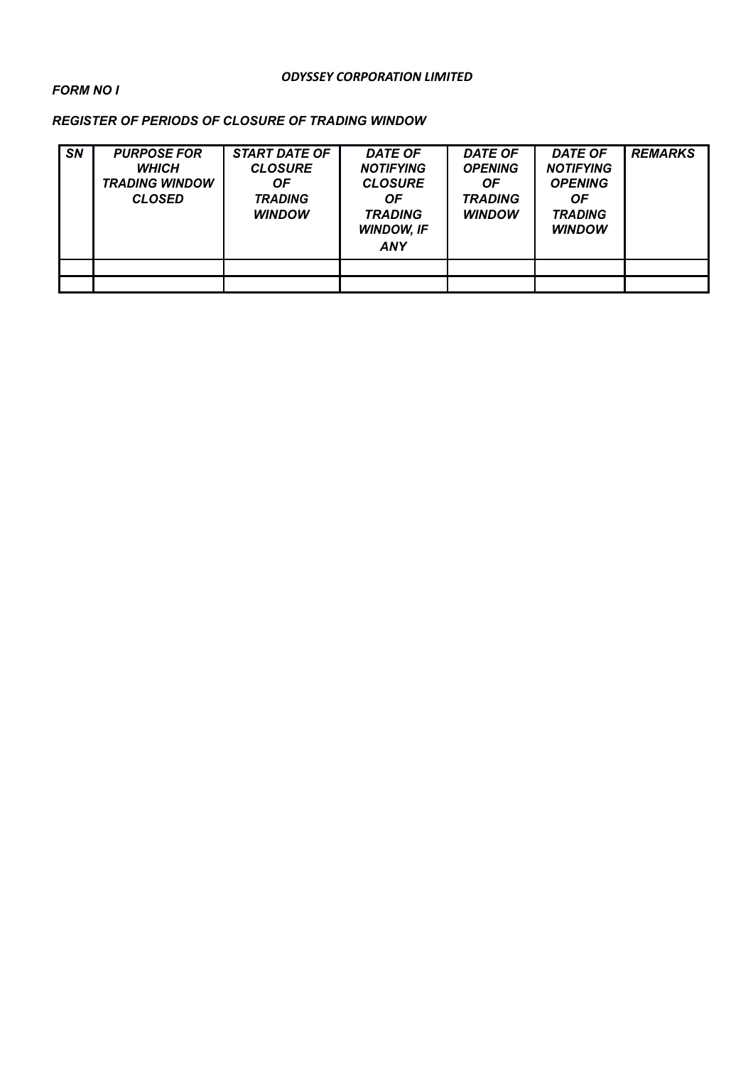***ODYSSEY CORPORATION LIMITED***

***FORM NO I***

***REGISTER OF PERIODS OF CLOSURE OF TRADING WINDOW***

| ***SN*** | ***PURPOSE FOR WHICH TRADING WINDOW CLOSED*** | ***START DATE OF CLOSURE OF TRADING WINDOW*** | ***DATE OF NOTIFYING CLOSURE OF TRADING WINDOW, IF ANY*** | ***DATE OF OPENING OF TRADING WINDOW*** | ***DATE OF NOTIFYING OPENING OF TRADING WINDOW*** | ***REMARKS*** |
|---|---|---|---|---|---|---|
| | | | | | | |
| | | | | | | |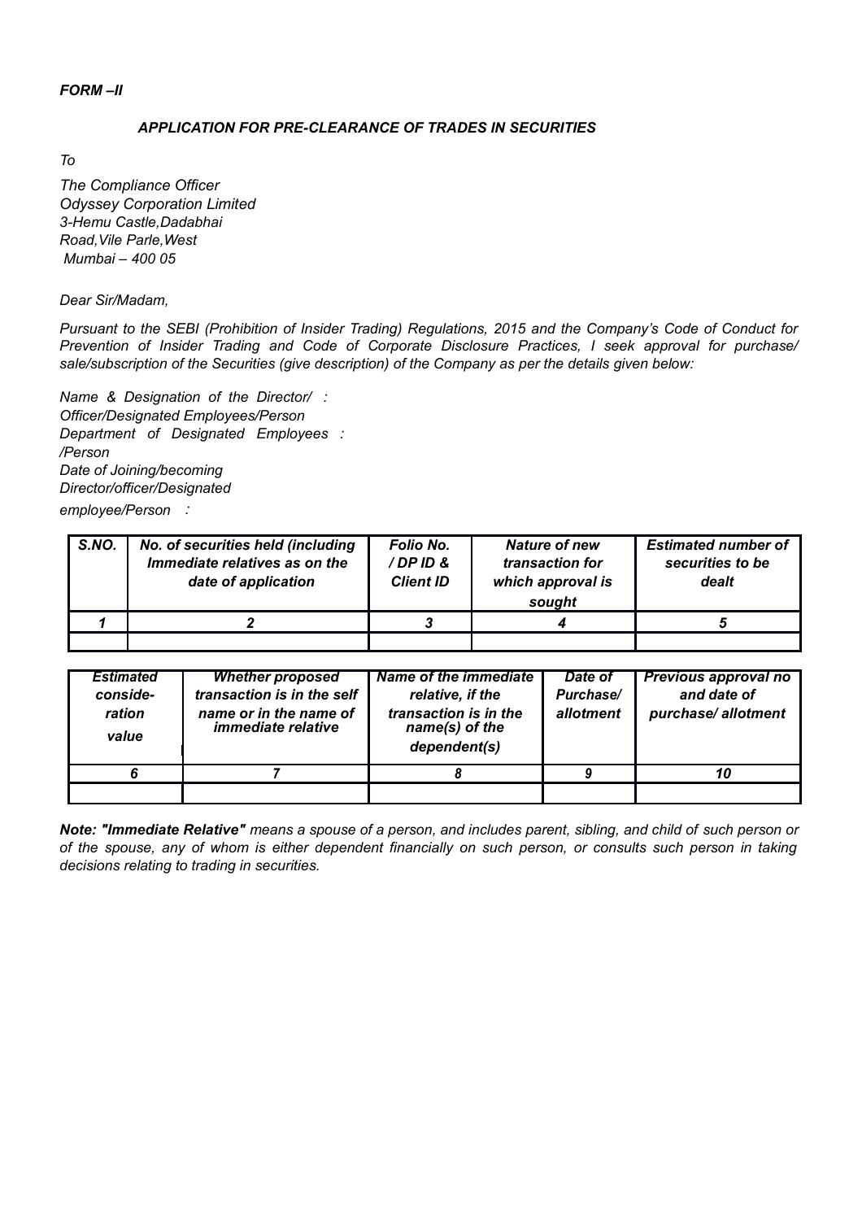*FORM –II*

### *APPLICATION FOR PRE-CLEARANCE OF TRADES IN SECURITIES*

*To*

*The Compliance Officer*
*Odyssey Corporation Limited*
*3-Hemu Castle,Dadabhai*
*Road,Vile Parle,West*
*Mumbai – 400 05*

*Dear Sir/Madam,*

*Pursuant to the SEBI (Prohibition of Insider Trading) Regulations, 2015 and the Company's Code of Conduct for Prevention of Insider Trading and Code of Corporate Disclosure Practices, I seek approval for purchase/ sale/subscription of the Securities (give description) of the Company as per the details given below:*

*Name & Designation of the Director/ Officer/Designated Employees/Person :*
*Department of Designated Employees /Person :*
*Date of Joining/becoming Director/officer/Designated employee/Person :*

| ***S.NO.*** | ***No. of securities held (including Immediate relatives as on the date of application*** | ***Folio No. / DP ID & Client ID*** | ***Nature of new transaction for which approval is sought*** | ***Estimated number of securities to be dealt*** |
|---|---|---|---|---|
| ***1*** | ***2*** | ***3*** | ***4*** | ***5*** |
| | | | | |

| ***Estimated conside-ration value*** | ***Whether proposed transaction is in the self name or in the name of immediate relative*** | ***Name of the immediate relative, if the transaction is in the name(s) of the dependent(s)*** | ***Date of Purchase/ allotment*** | ***Previous approval no and date of purchase/ allotment*** |
|---|---|---|---|---|
| ***6*** | ***7*** | ***8*** | ***9*** | ***10*** |
| | | | | |

***Note: "Immediate Relative"*** *means a spouse of a person, and includes parent, sibling, and child of such person or of the spouse, any of whom is either dependent financially on such person, or consults such person in taking decisions relating to trading in securities.*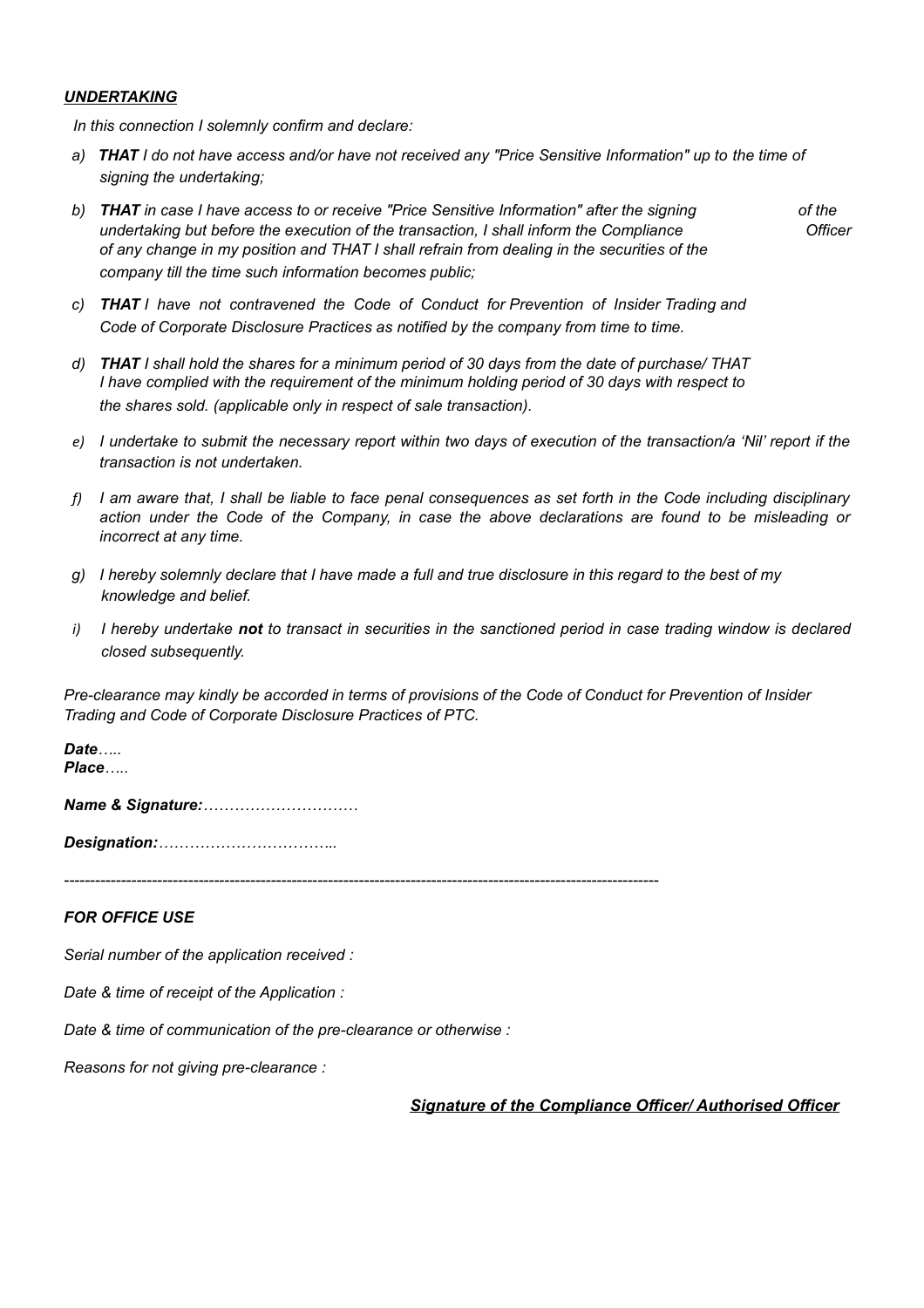***UNDERTAKING***

*In this connection I solemnly confirm and declare:*

- a) ***THAT*** *I do not have access and/or have not received any "Price Sensitive Information" up to the time of signing the undertaking;*
- b) ***THAT*** *in case I have access to or receive "Price Sensitive Information" after the signing of the undertaking but before the execution of the transaction, I shall inform the Compliance Officer of any change in my position and THAT I shall refrain from dealing in the securities of the company till the time such information becomes public;*
- c) ***THAT*** *I have not contravened the Code of Conduct for Prevention of Insider Trading and Code of Corporate Disclosure Practices as notified by the company from time to time.*
- d) ***THAT*** *I shall hold the shares for a minimum period of 30 days from the date of purchase/ THAT I have complied with the requirement of the minimum holding period of 30 days with respect to the shares sold. (applicable only in respect of sale transaction).*
- e) *I undertake to submit the necessary report within two days of execution of the transaction/a 'Nil' report if the transaction is not undertaken.*
- f) *I am aware that, I shall be liable to face penal consequences as set forth in the Code including disciplinary action under the Code of the Company, in case the above declarations are found to be misleading or incorrect at any time.*
- g) *I hereby solemnly declare that I have made a full and true disclosure in this regard to the best of my knowledge and belief.*
- i) *I hereby undertake* ***not*** *to transact in securities in the sanctioned period in case trading window is declared closed subsequently.*

*Pre-clearance may kindly be accorded in terms of provisions of the Code of Conduct for Prevention of Insider Trading and Code of Corporate Disclosure Practices of PTC.*

***Date****…..*
***Place****…..*

***Name & Signature:****…………………………*

***Designation:****…………………………...*

---

***FOR OFFICE USE***

*Serial number of the application received :*

*Date & time of receipt of the Application :*

*Date & time of communication of the pre-clearance or otherwise :*

*Reasons for not giving pre-clearance :*

***Signature of the Compliance Officer/ Authorised Officer***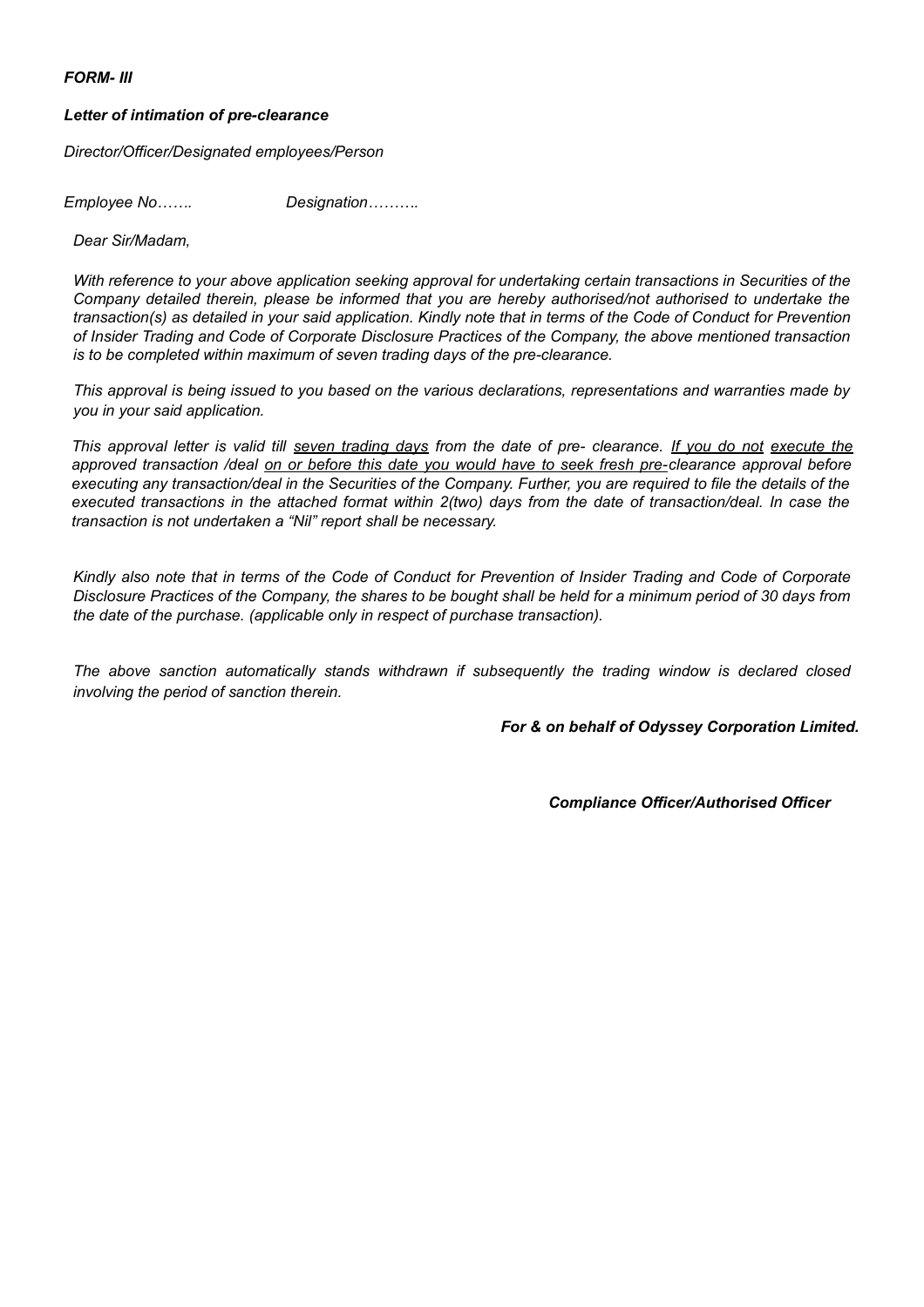***FORM- III***

***Letter of intimation of pre-clearance***

*Director/Officer/Designated employees/Person*

*Employee No…….* *Designation……….*

*Dear Sir/Madam,*

*With reference to your above application seeking approval for undertaking certain transactions in Securities of the Company detailed therein, please be informed that you are hereby authorised/not authorised to undertake the transaction(s) as detailed in your said application. Kindly note that in terms of the Code of Conduct for Prevention of Insider Trading and Code of Corporate Disclosure Practices of the Company, the above mentioned transaction is to be completed within maximum of seven trading days of the pre-clearance.*

*This approval is being issued to you based on the various declarations, representations and warranties made by you in your said application.*

*This approval letter is valid till <u>seven trading days</u> from the date of pre- clearance. <u>If you do not</u> <u>execute the</u> approved transaction /deal <u>on or before this date you would have to seek fresh pre-</u>clearance approval before executing any transaction/deal in the Securities of the Company. Further, you are required to file the details of the executed transactions in the attached format within 2(two) days from the date of transaction/deal. In case the transaction is not undertaken a "Nil" report shall be necessary.*

*Kindly also note that in terms of the Code of Conduct for Prevention of Insider Trading and Code of Corporate Disclosure Practices of the Company, the shares to be bought shall be held for a minimum period of 30 days from the date of the purchase. (applicable only in respect of purchase transaction).*

*The above sanction automatically stands withdrawn if subsequently the trading window is declared closed involving the period of sanction therein.*

***For & on behalf of Odyssey Corporation Limited.***

***Compliance Officer/Authorised Officer***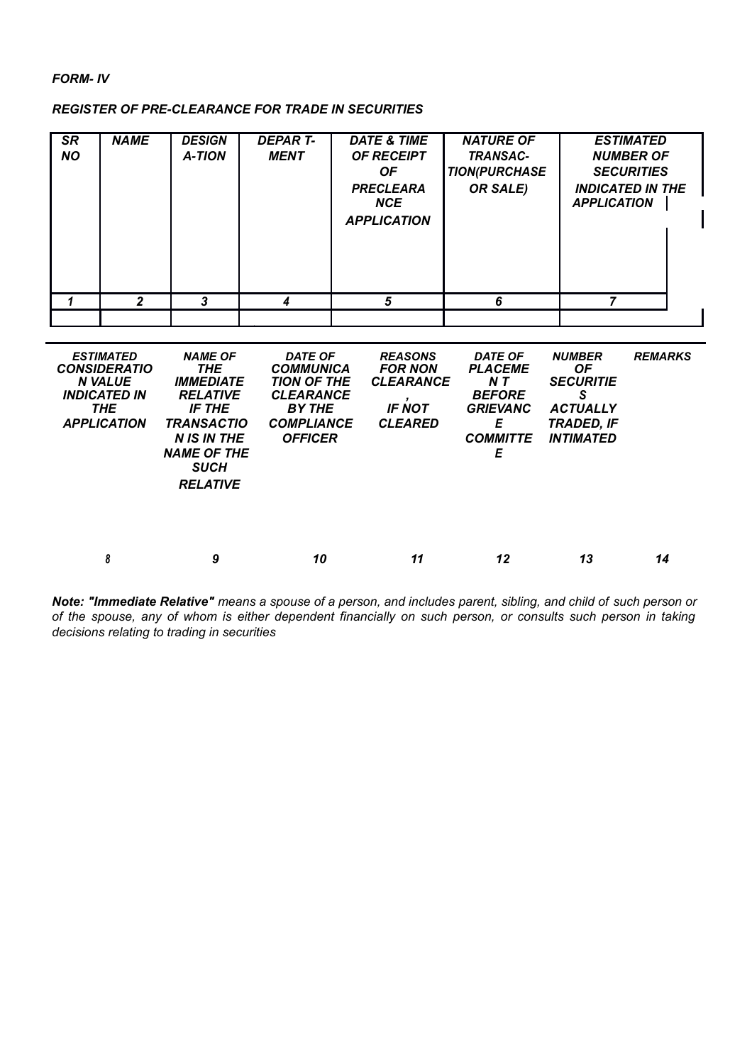*FORM- IV*

***REGISTER OF PRE-CLEARANCE FOR TRADE IN SECURITIES***

| SR NO | NAME | DESIGNA-TION | DEPART-MENT | DATE & TIME OF RECEIPT OF PRECLEARANCE APPLICATION | NATURE OF TRANSAC-TION(PURCHASE OR SALE) | ESTIMATED NUMBER OF SECURITIES INDICATED IN THE APPLICATION |
|---|---|---|---|---|---|---|
| 1 | 2 | 3 | 4 | 5 | 6 | 7 |
| | | | | | | |

| ESTIMATED CONSIDERATION VALUE INDICATED IN THE APPLICATION | NAME OF THE IMMEDIATE RELATIVE IF THE TRANSACTION IS IN THE NAME OF THE SUCH RELATIVE | DATE OF COMMUNICATION OF THE CLEARANCE BY THE COMPLIANCE OFFICER | REASONS FOR NON CLEARANCE, IF NOT CLEARED | DATE OF PLACEMENT BEFORE GRIEVANCE COMMITTEE | NUMBER OF SECURITIES ACTUALLY TRADED, IF INTIMATED | REMARKS |
|---|---|---|---|---|---|---|
| 8 | 9 | 10 | 11 | 12 | 13 | 14 |

***Note: "Immediate Relative"*** *means a spouse of a person, and includes parent, sibling, and child of such person or of the spouse, any of whom is either dependent financially on such person, or consults such person in taking decisions relating to trading in securities*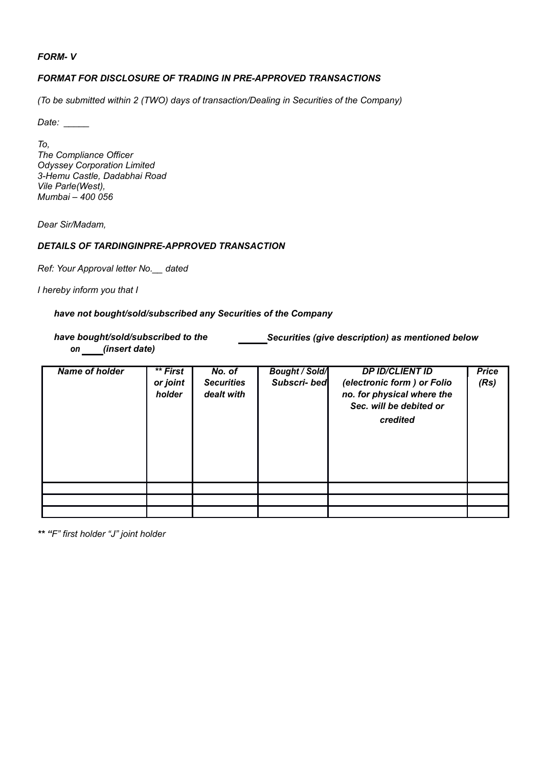*FORM- V*

***FORMAT FOR DISCLOSURE OF TRADING IN PRE-APPROVED TRANSACTIONS***

*(To be submitted within 2 (TWO) days of transaction/Dealing in Securities of the Company)*

*Date: _____*

*To,*
*The Compliance Officer*
*Odyssey Corporation Limited*
*3-Hemu Castle, Dadabhai Road*
*Vile Parle(West),*
*Mumbai – 400 056*

*Dear Sir/Madam,*

***DETAILS OF TARDINGINPRE-APPROVED TRANSACTION***

*Ref: Your Approval letter No.__ dated*

*I hereby inform you that I*

***have not bought/sold/subscribed any Securities of the Company***

***have bought/sold/subscribed to the ______ Securities (give description) as mentioned below on ____ (insert date)***

| Name of holder | ** First or joint holder | No. of Securities dealt with | Bought / Sold/ Subscri- bed | DP ID/CLIENT ID (electronic form ) or Folio no. for physical where the Sec. will be debited or credited | Price (Rs) |
|---|---|---|---|---|---|
| | | | | | |
| | | | | | |
| | | | | | |

*** "F" first holder "J" joint holder*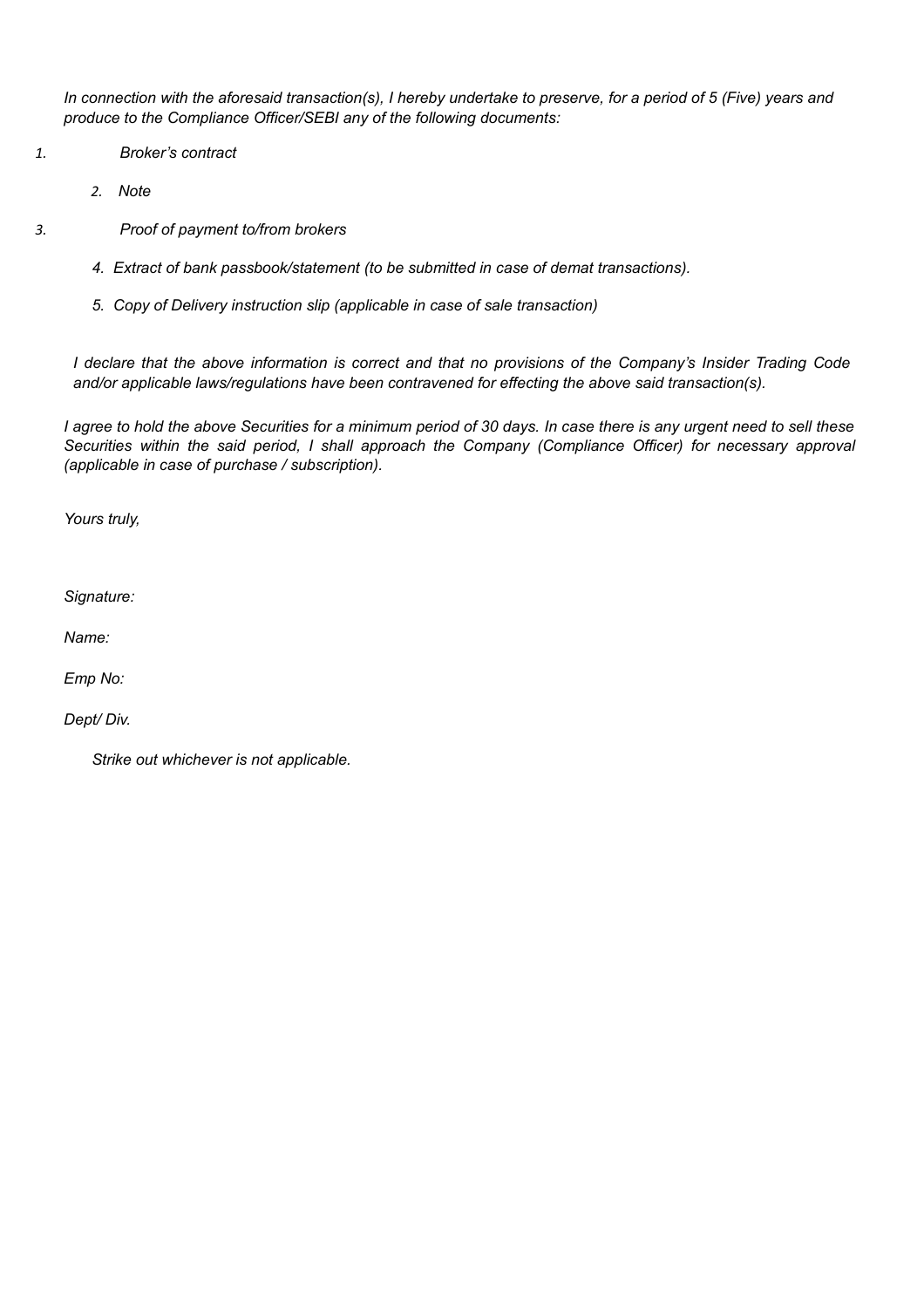*In connection with the aforesaid transaction(s), I hereby undertake to preserve, for a period of 5 (Five) years and produce to the Compliance Officer/SEBI any of the following documents:*

1. *Broker's contract*
2. *Note*
3. *Proof of payment to/from brokers*
4. *Extract of bank passbook/statement (to be submitted in case of demat transactions).*
5. *Copy of Delivery instruction slip (applicable in case of sale transaction)*

*I declare that the above information is correct and that no provisions of the Company's Insider Trading Code and/or applicable laws/regulations have been contravened for effecting the above said transaction(s).*

*I agree to hold the above Securities for a minimum period of 30 days. In case there is any urgent need to sell these Securities within the said period, I shall approach the Company (Compliance Officer) for necessary approval (applicable in case of purchase / subscription).*

*Yours truly,*

*Signature:*

*Name:*

*Emp No:*

*Dept/ Div.*

*Strike out whichever is not applicable.*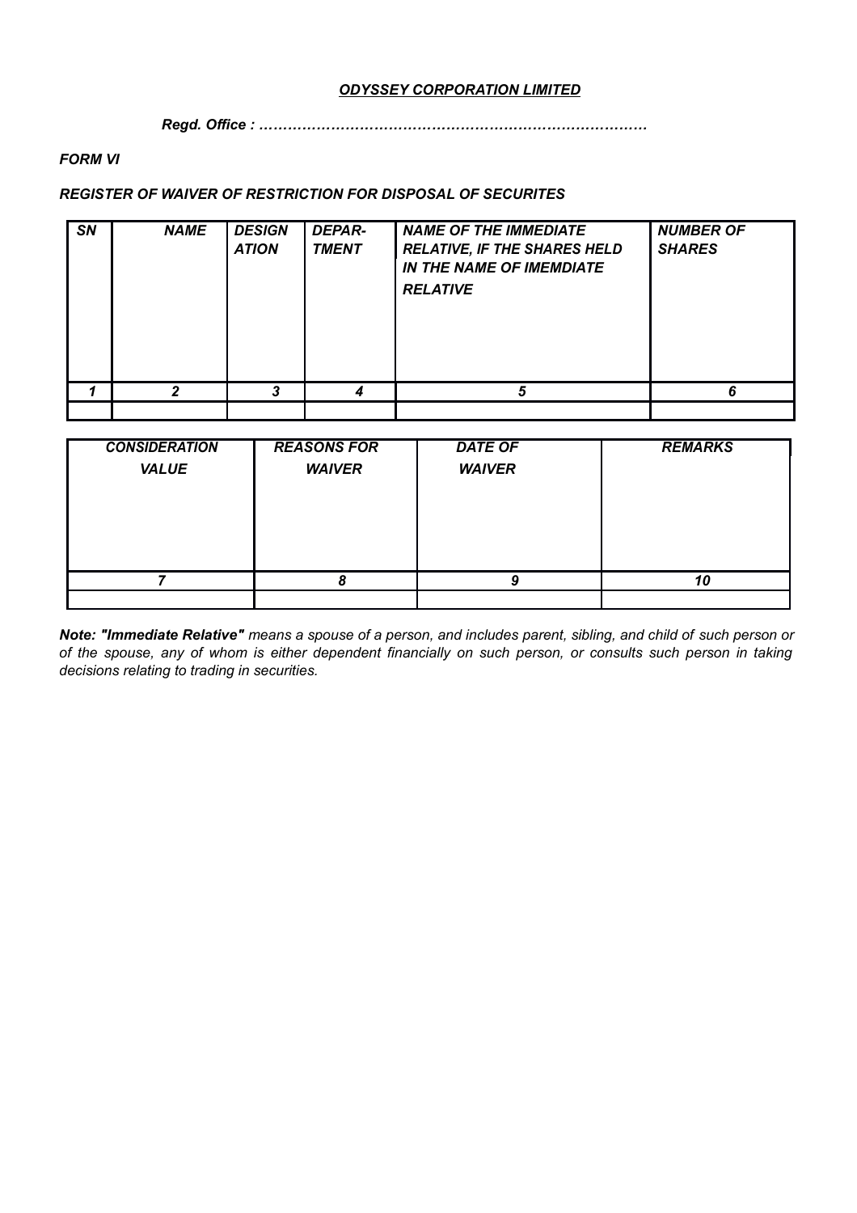***ODYSSEY CORPORATION LIMITED***

***Regd. Office : ………………………………………………………………………***

***FORM VI***

***REGISTER OF WAIVER OF RESTRICTION FOR DISPOSAL OF SECURITES***

| ***SN*** | ***NAME*** | ***DESIGNATION*** | ***DEPAR-TMENT*** | ***NAME OF THE IMMEDIATE RELATIVE, IF THE SHARES HELD IN THE NAME OF IMEMDIATE RELATIVE*** | ***NUMBER OF SHARES*** |
|---|---|---|---|---|---|
| ***1*** | ***2*** | ***3*** | ***4*** | ***5*** | ***6*** |
| | | | | | |

| ***CONSIDERATION VALUE*** | ***REASONS FOR WAIVER*** | ***DATE OF WAIVER*** | ***REMARKS*** |
|---|---|---|---|
| ***7*** | ***8*** | ***9*** | ***10*** |
| | | | |

***Note: "Immediate Relative"*** *means a spouse of a person, and includes parent, sibling, and child of such person or of the spouse, any of whom is either dependent financially on such person, or consults such person in taking decisions relating to trading in securities.*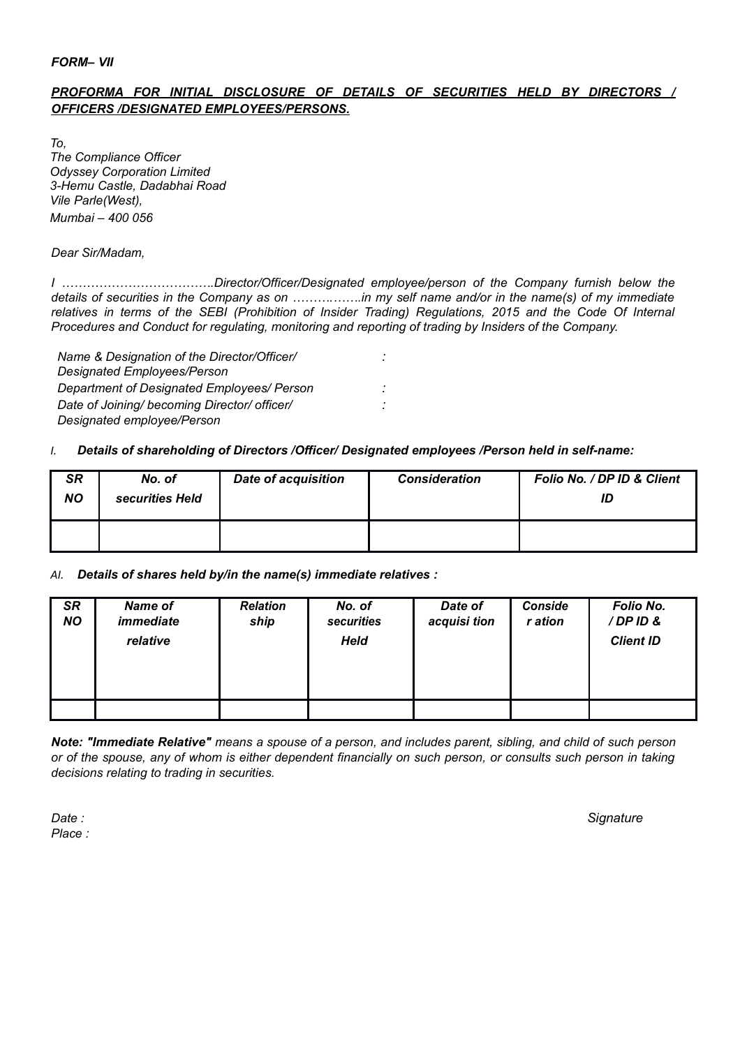***FORM– VII***

***PROFORMA FOR INITIAL DISCLOSURE OF DETAILS OF SECURITIES HELD BY DIRECTORS / OFFICERS /DESIGNATED EMPLOYEES/PERSONS.***

*To,*
*The Compliance Officer*
*Odyssey Corporation Limited*
*3-Hemu Castle, Dadabhai Road*
*Vile Parle(West),*
*Mumbai – 400 056*

*Dear Sir/Madam,*

*I ……………………………..Director/Officer/Designated employee/person of the Company furnish below the details of securities in the Company as on ………….…..in my self name and/or in the name(s) of my immediate relatives in terms of the SEBI (Prohibition of Insider Trading) Regulations, 2015 and the Code Of Internal Procedures and Conduct for regulating, monitoring and reporting of trading by Insiders of the Company.*

*Name & Designation of the Director/Officer/ Designated Employees/Person :*
*Department of Designated Employees/ Person :*
*Date of Joining/ becoming Director/ officer/ Designated employee/Person :*

*I.* ***Details of shareholding of Directors /Officer/ Designated employees /Person held in self-name:***

| ***SR NO*** | ***No. of securities Held*** | ***Date of acquisition*** | ***Consideration*** | ***Folio No. / DP ID & Client ID*** |
|---|---|---|---|---|
| | | | | |

*AI.* ***Details of shares held by/in the name(s) immediate relatives :***

| ***SR NO*** | ***Name of immediate relative*** | ***Relation ship*** | ***No. of securities Held*** | ***Date of acquisi tion*** | ***Conside r ation*** | ***Folio No. / DP ID & Client ID*** |
|---|---|---|---|---|---|---|
| | | | | | | |

***Note: "Immediate Relative"*** *means a spouse of a person, and includes parent, sibling, and child of such person or of the spouse, any of whom is either dependent financially on such person, or consults such person in taking decisions relating to trading in securities.*

*Date :* *Signature*
*Place :*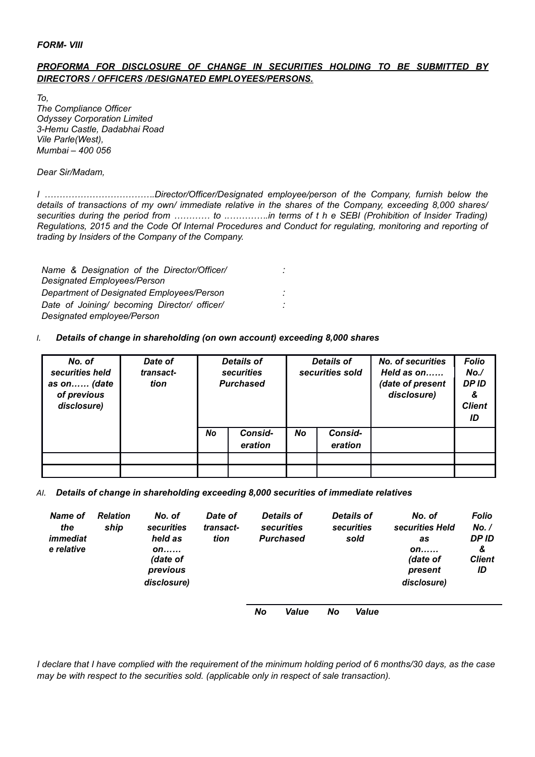*FORM- VIII*

***PROFORMA FOR DISCLOSURE OF CHANGE IN SECURITIES HOLDING TO BE SUBMITTED BY DIRECTORS / OFFICERS /DESIGNATED EMPLOYEES/PERSONS.***

*To,*
*The Compliance Officer*
*Odyssey Corporation Limited*
*3-Hemu Castle, Dadabhai Road*
*Vile Parle(West),*
*Mumbai – 400 056*

*Dear Sir/Madam,*

*I ……………………………..Director/Officer/Designated employee/person of the Company, furnish below the details of transactions of my own/ immediate relative in the shares of the Company, exceeding 8,000 shares/ securities during the period from ………… to …………..in terms of t h e SEBI (Prohibition of Insider Trading) Regulations, 2015 and the Code Of Internal Procedures and Conduct for regulating, monitoring and reporting of trading by Insiders of the Company of the Company.*

| | |
|---|---|
| *Name & Designation of the Director/Officer/ Designated Employees/Person* | *:* |
| *Department of Designated Employees/Person* | *:* |
| *Date of Joining/ becoming Director/ officer/ Designated employee/Person* | *:* |

*I.* ***Details of change in shareholding (on own account) exceeding 8,000 shares***

| ***No. of securities held as on…… (date of previous disclosure)*** | ***Date of transact-tion*** | ***Details of securities Purchased*** | | ***Details of securities sold*** | | ***No. of securities Held as on…… (date of present disclosure)*** | ***Folio No./ DP ID & Client ID*** |
|---|---|---|---|---|---|---|---|
| | | ***No*** | ***Consid-eration*** | ***No*** | ***Consid-eration*** | | |
| | | | | | | | |
| | | | | | | | |

*AI.* ***Details of change in shareholding exceeding 8,000 securities of immediate relatives***

| ***Name of the immediate relative*** | ***Relation ship*** | ***No. of securities held as on…… (date of previous disclosure)*** | ***Date of transact-tion*** | ***Details of securities Purchased*** | | ***Details of securities sold*** | | ***No. of securities Held as on…… (date of present disclosure)*** | ***Folio No. / DP ID & Client ID*** |
|---|---|---|---|---|---|---|---|---|---|
| | | | | ***No*** | ***Value*** | ***No*** | ***Value*** | | |

*I declare that I have complied with the requirement of the minimum holding period of 6 months/30 days, as the case may be with respect to the securities sold. (applicable only in respect of sale transaction).*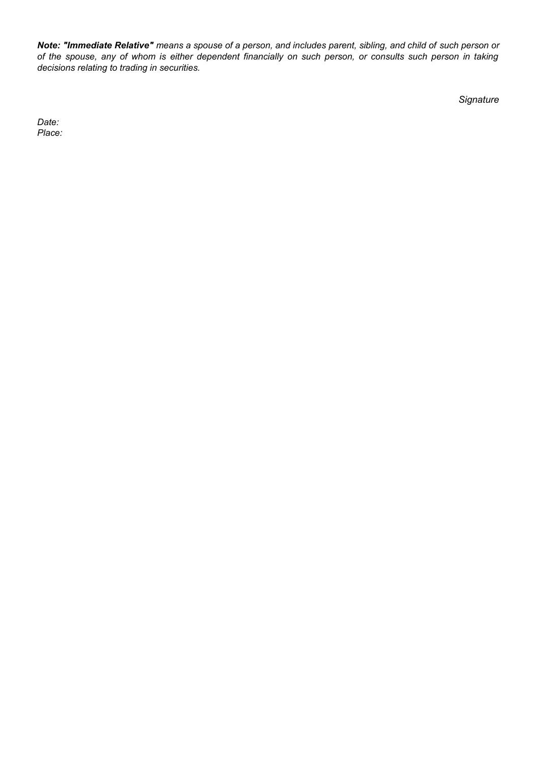***Note: "Immediate Relative"*** *means a spouse of a person, and includes parent, sibling, and child of such person or of the spouse, any of whom is either dependent financially on such person, or consults such person in taking decisions relating to trading in securities.*

*Signature*

*Date:*
*Place:*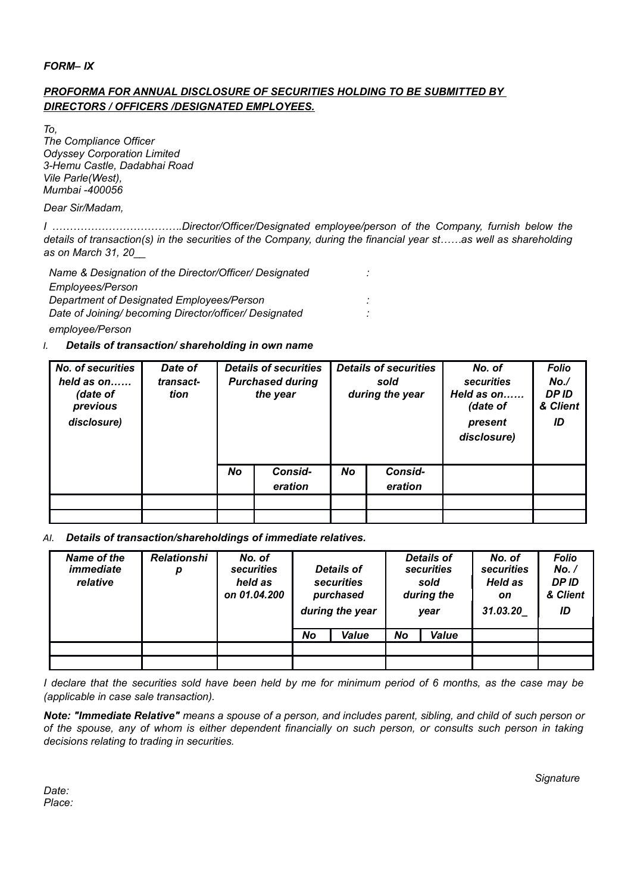***FORM– IX***

***PROFORMA FOR ANNUAL DISCLOSURE OF SECURITIES HOLDING TO BE SUBMITTED BY DIRECTORS / OFFICERS /DESIGNATED EMPLOYEES.***

*To,*
*The Compliance Officer*
*Odyssey Corporation Limited*
*3-Hemu Castle, Dadabhai Road*
*Vile Parle(West),*
*Mumbai -400056*

*Dear Sir/Madam,*

*I ……………………………..Director/Officer/Designated employee/person of the Company, furnish below the details of transaction(s) in the securities of the Company, during the financial year st……as well as shareholding as on March 31, 20__*

*Name & Designation of the Director/Officer/ Designated Employees/Person :*
*Department of Designated Employees/Person :*
*Date of Joining/ becoming Director/officer/ Designated employee/Person :*

*I. **Details of transaction/ shareholding in own name***

| ***No. of securities held as on…… (date of previous disclosure)*** | ***Date of transact-tion*** | ***Details of securities Purchased during the year*** | | ***Details of securities sold during the year*** | | ***No. of securities Held as on…… (date of present disclosure)*** | ***Folio No./ DP ID & Client ID*** |
|---|---|---|---|---|---|---|---|
| | | ***No*** | ***Consid-eration*** | ***No*** | ***Consid-eration*** | | |
| | | | | | | | |
| | | | | | | | |

*AI. **Details of transaction/shareholdings of immediate relatives.***

| ***Name of the immediate relative*** | ***Relationship*** | ***No. of securities held as on 01.04.200*** | ***Details of securities purchased during the year*** | | ***Details of securities sold during the year*** | | ***No. of securities Held as on 31.03.20_*** | ***Folio No. / DP ID & Client ID*** |
|---|---|---|---|---|---|---|---|---|
| | | | ***No*** | ***Value*** | ***No*** | ***Value*** | | |
| | | | | | | | | |
| | | | | | | | | |

*I declare that the securities sold have been held by me for minimum period of 6 months, as the case may be (applicable in case sale transaction).*

***Note: "Immediate Relative"** means a spouse of a person, and includes parent, sibling, and child of such person or of the spouse, any of whom is either dependent financially on such person, or consults such person in taking decisions relating to trading in securities.*

*Signature*

*Date:*
*Place:*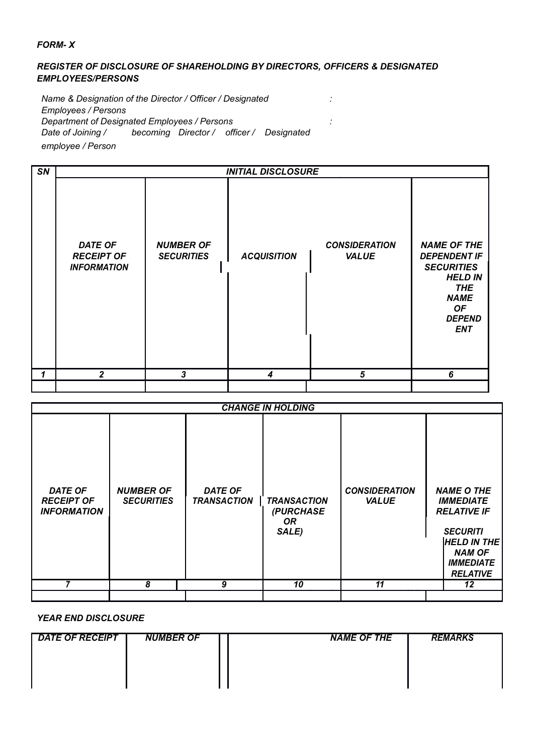***FORM- X***

***REGISTER OF DISCLOSURE OF SHAREHOLDING BY DIRECTORS, OFFICERS & DESIGNATED EMPLOYEES/PERSONS***

*Name & Designation of the Director / Officer / Designated Employees / Persons* :

*Department of Designated Employees / Persons* :

*Date of Joining / becoming Director / officer / Designated employee / Person*

| ***SN*** | ***INITIAL DISCLOSURE*** | | | | |
|---|---|---|---|---|---|
| | ***DATE OF RECEIPT OF INFORMATION*** | ***NUMBER OF SECURITIES*** | ***ACQUISITION*** | ***CONSIDERATION VALUE*** | ***NAME OF THE DEPENDENT IF SECURITIES HELD IN THE NAME OF DEPENDENT*** |
| ***1*** | ***2*** | ***3*** | ***4*** | ***5*** | ***6*** |
| | | | | | |

| ***CHANGE IN HOLDING*** | | | | | |
|---|---|---|---|---|---|
| ***DATE OF RECEIPT OF INFORMATION*** | ***NUMBER OF SECURITIES*** | ***DATE OF TRANSACTION*** | ***TRANSACTION (PURCHASE OR SALE)*** | ***CONSIDERATION VALUE*** | ***NAME O THE IMMEDIATE RELATIVE IF SECURITI HELD IN THE NAM OF IMMEDIATE RELATIVE*** |
| ***7*** | ***8*** | ***9*** | ***10*** | ***11*** | ***12*** |
| | | | | | |

***YEAR END DISCLOSURE***

| ***DATE OF RECEIPT*** | ***NUMBER OF*** | ***NAME OF THE*** | ***REMARKS*** |
|---|---|---|---|
| | | | |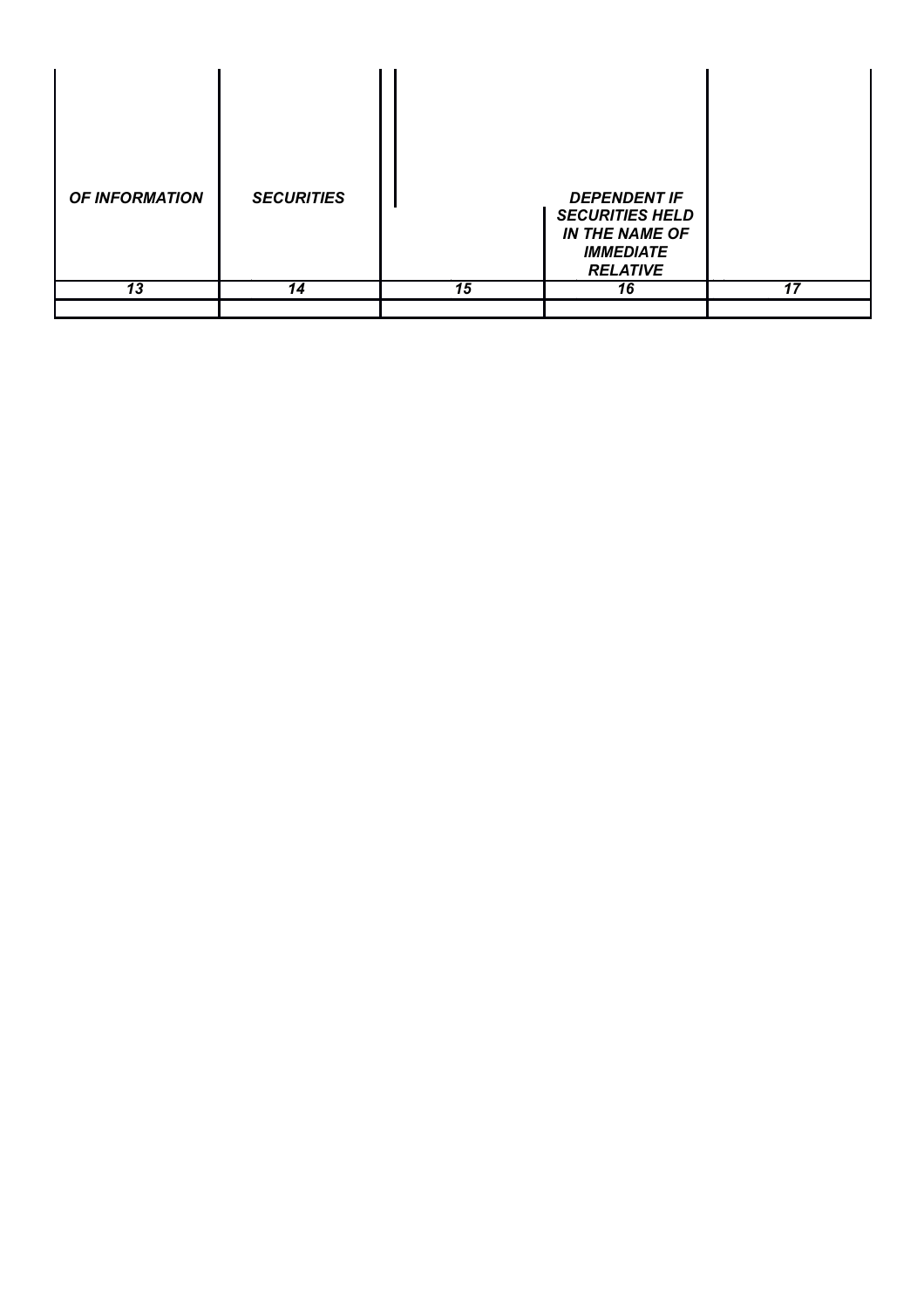| OF INFORMATION | SECURITIES | | DEPENDENT IF SECURITIES HELD IN THE NAME OF IMMEDIATE RELATIVE | |
|---|---|---|---|---|
| 13 | 14 | 15 | 16 | 17 |
| | | | | |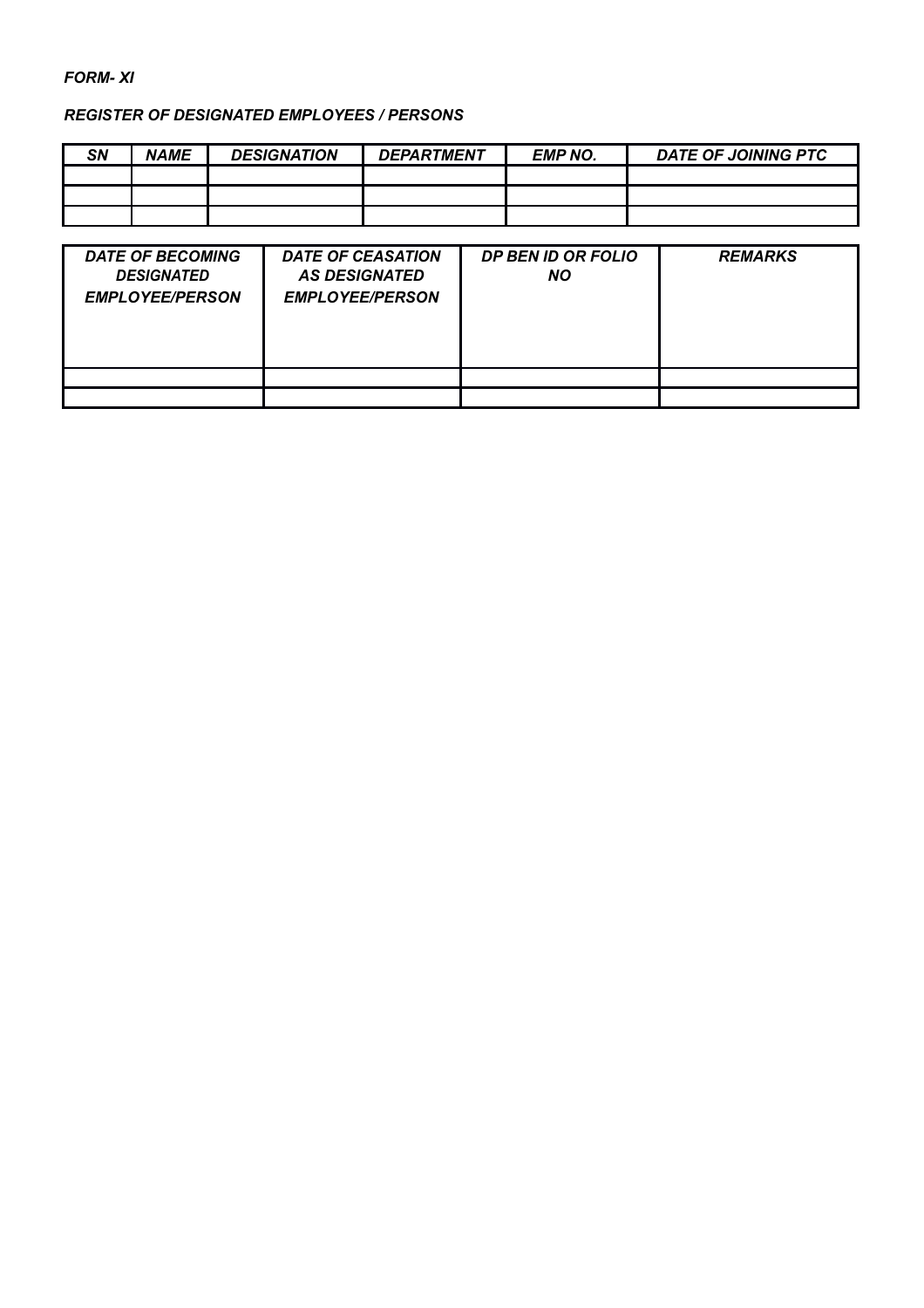***FORM- XI***

***REGISTER OF DESIGNATED EMPLOYEES / PERSONS***

| ***SN*** | ***NAME*** | ***DESIGNATION*** | ***DEPARTMENT*** | ***EMP NO.*** | ***DATE OF JOINING PTC*** |
| --- | --- | --- | --- | --- | --- |
| | | | | | |
| | | | | | |
| | | | | | |

| ***DATE OF BECOMING DESIGNATED EMPLOYEE/PERSON*** | ***DATE OF CEASATION AS DESIGNATED EMPLOYEE/PERSON*** | ***DP BEN ID OR FOLIO NO*** | ***REMARKS*** |
| --- | --- | --- | --- |
| | | | |
| | | | |